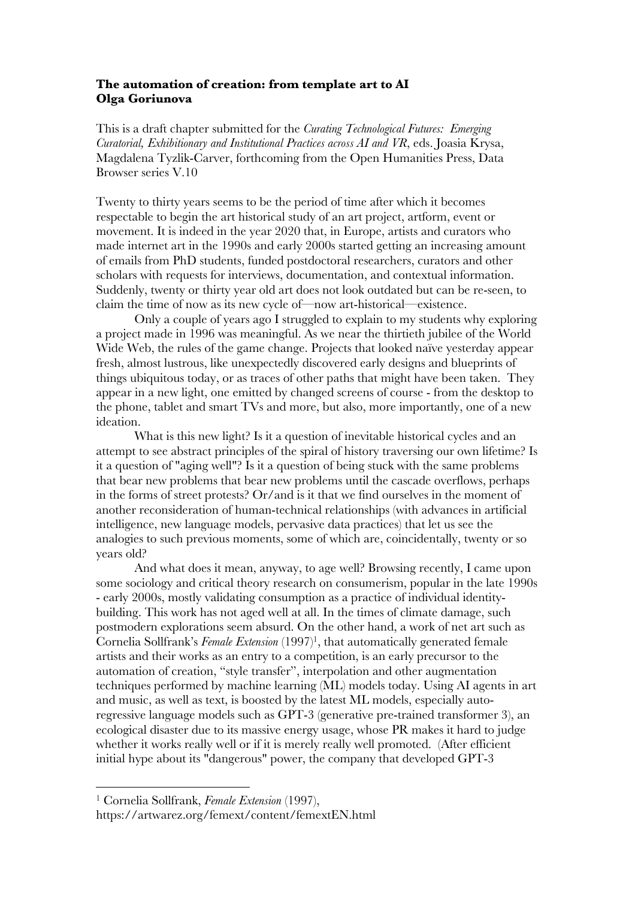**The automation of creation: from template art to AI**
**Olga Goriunova**

This is a draft chapter submitted for the *Curating Technological Futures: Emerging Curatorial, Exhibitionary and Institutional Practices across AI and VR*, eds. Joasia Krysa, Magdalena Tyzlik-Carver, forthcoming from the Open Humanities Press, Data Browser series V.10

Twenty to thirty years seems to be the period of time after which it becomes respectable to begin the art historical study of an art project, artform, event or movement. It is indeed in the year 2020 that, in Europe, artists and curators who made internet art in the 1990s and early 2000s started getting an increasing amount of emails from PhD students, funded postdoctoral researchers, curators and other scholars with requests for interviews, documentation, and contextual information. Suddenly, twenty or thirty year old art does not look outdated but can be re-seen, to claim the time of now as its new cycle of—now art-historical—existence.

Only a couple of years ago I struggled to explain to my students why exploring a project made in 1996 was meaningful. As we near the thirtieth jubilee of the World Wide Web, the rules of the game change. Projects that looked naïve yesterday appear fresh, almost lustrous, like unexpectedly discovered early designs and blueprints of things ubiquitous today, or as traces of other paths that might have been taken. They appear in a new light, one emitted by changed screens of course - from the desktop to the phone, tablet and smart TVs and more, but also, more importantly, one of a new ideation.

What is this new light? Is it a question of inevitable historical cycles and an attempt to see abstract principles of the spiral of history traversing our own lifetime? Is it a question of "aging well"? Is it a question of being stuck with the same problems that bear new problems that bear new problems until the cascade overflows, perhaps in the forms of street protests? Or/and is it that we find ourselves in the moment of another reconsideration of human-technical relationships (with advances in artificial intelligence, new language models, pervasive data practices) that let us see the analogies to such previous moments, some of which are, coincidentally, twenty or so years old?

And what does it mean, anyway, to age well? Browsing recently, I came upon some sociology and critical theory research on consumerism, popular in the late 1990s - early 2000s, mostly validating consumption as a practice of individual identity-building. This work has not aged well at all. In the times of climate damage, such postmodern explorations seem absurd. On the other hand, a work of net art such as Cornelia Sollfrank's *Female Extension* (1997)[1], that automatically generated female artists and their works as an entry to a competition, is an early precursor to the automation of creation, "style transfer", interpolation and other augmentation techniques performed by machine learning (ML) models today. Using AI agents in art and music, as well as text, is boosted by the latest ML models, especially auto-regressive language models such as GPT-3 (generative pre-trained transformer 3), an ecological disaster due to its massive energy usage, whose PR makes it hard to judge whether it works really well or if it is merely really well promoted. (After efficient initial hype about its "dangerous" power, the company that developed GPT-3

---

[1] Cornelia Sollfrank, *Female Extension* (1997), https://artwarez.org/femext/content/femextEN.html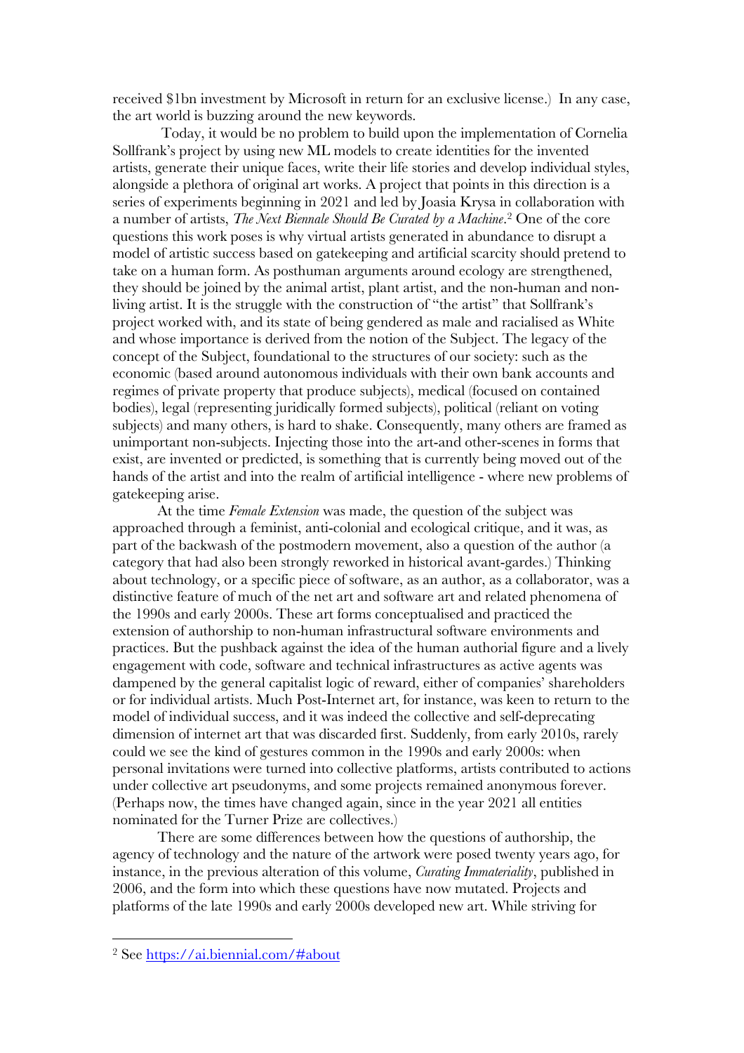received $1bn investment by Microsoft in return for an exclusive license.) In any case, the art world is buzzing around the new keywords.

Today, it would be no problem to build upon the implementation of Cornelia Sollfrank's project by using new ML models to create identities for the invented artists, generate their unique faces, write their life stories and develop individual styles, alongside a plethora of original art works. A project that points in this direction is a series of experiments beginning in 2021 and led by Joasia Krysa in collaboration with a number of artists, *The Next Biennale Should Be Curated by a Machine*.[2] One of the core questions this work poses is why virtual artists generated in abundance to disrupt a model of artistic success based on gatekeeping and artificial scarcity should pretend to take on a human form. As posthuman arguments around ecology are strengthened, they should be joined by the animal artist, plant artist, and the non-human and non-living artist. It is the struggle with the construction of "the artist" that Sollfrank's project worked with, and its state of being gendered as male and racialised as White and whose importance is derived from the notion of the Subject. The legacy of the concept of the Subject, foundational to the structures of our society: such as the economic (based around autonomous individuals with their own bank accounts and regimes of private property that produce subjects), medical (focused on contained bodies), legal (representing juridically formed subjects), political (reliant on voting subjects) and many others, is hard to shake. Consequently, many others are framed as unimportant non-subjects. Injecting those into the art-and other-scenes in forms that exist, are invented or predicted, is something that is currently being moved out of the hands of the artist and into the realm of artificial intelligence - where new problems of gatekeeping arise.

At the time *Female Extension* was made, the question of the subject was approached through a feminist, anti-colonial and ecological critique, and it was, as part of the backwash of the postmodern movement, also a question of the author (a category that had also been strongly reworked in historical avant-gardes.) Thinking about technology, or a specific piece of software, as an author, as a collaborator, was a distinctive feature of much of the net art and software art and related phenomena of the 1990s and early 2000s. These art forms conceptualised and practiced the extension of authorship to non-human infrastructural software environments and practices. But the pushback against the idea of the human authorial figure and a lively engagement with code, software and technical infrastructures as active agents was dampened by the general capitalist logic of reward, either of companies' shareholders or for individual artists. Much Post-Internet art, for instance, was keen to return to the model of individual success, and it was indeed the collective and self-deprecating dimension of internet art that was discarded first. Suddenly, from early 2010s, rarely could we see the kind of gestures common in the 1990s and early 2000s: when personal invitations were turned into collective platforms, artists contributed to actions under collective art pseudonyms, and some projects remained anonymous forever. (Perhaps now, the times have changed again, since in the year 2021 all entities nominated for the Turner Prize are collectives.)

There are some differences between how the questions of authorship, the agency of technology and the nature of the artwork were posed twenty years ago, for instance, in the previous alteration of this volume, *Curating Immateriality*, published in 2006, and the form into which these questions have now mutated. Projects and platforms of the late 1990s and early 2000s developed new art. While striving for

---

[2] See https://ai.biennial.com/#about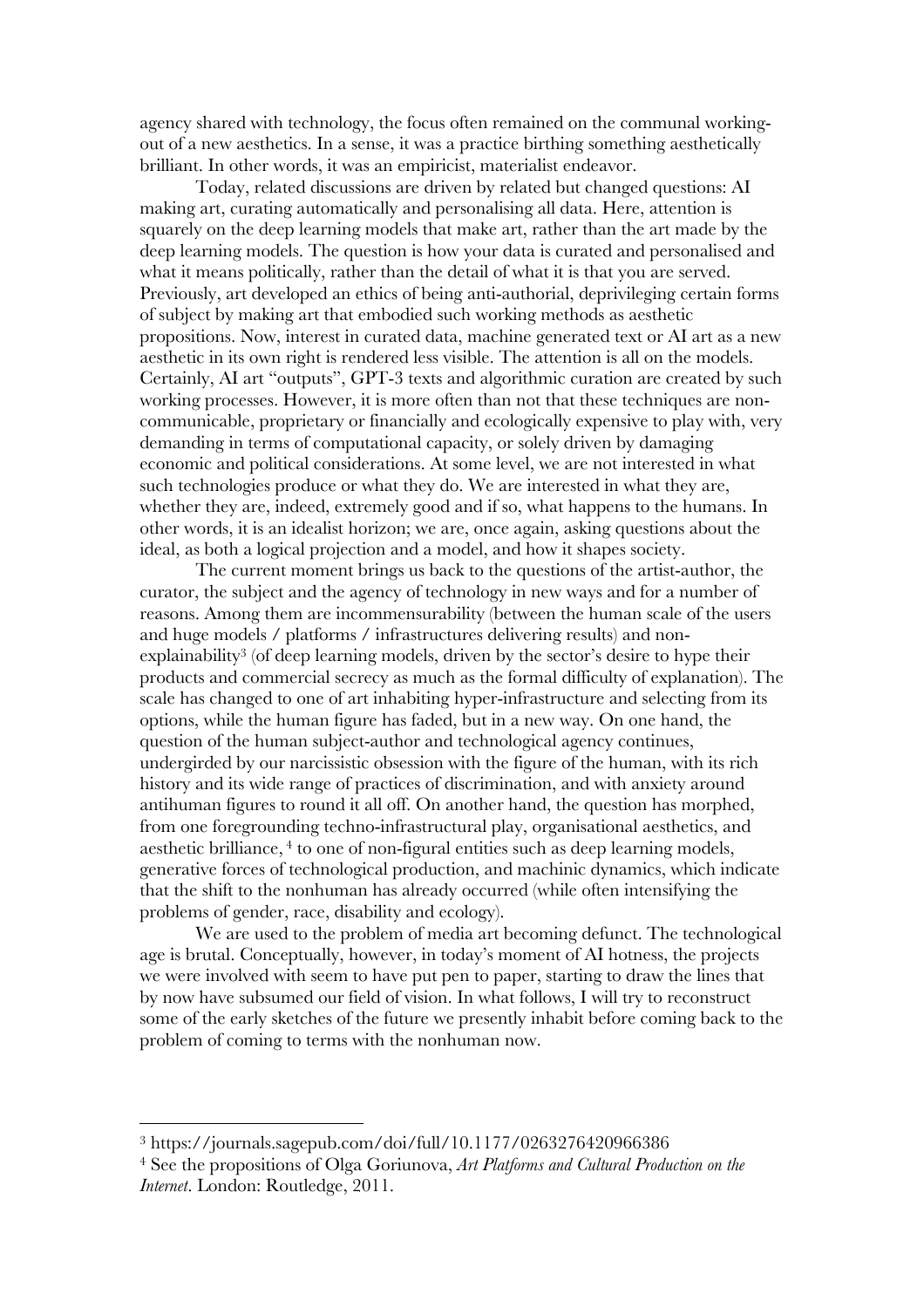agency shared with technology, the focus often remained on the communal working-out of a new aesthetics. In a sense, it was a practice birthing something aesthetically brilliant. In other words, it was an empiricist, materialist endeavor.

Today, related discussions are driven by related but changed questions: AI making art, curating automatically and personalising all data. Here, attention is squarely on the deep learning models that make art, rather than the art made by the deep learning models. The question is how your data is curated and personalised and what it means politically, rather than the detail of what it is that you are served. Previously, art developed an ethics of being anti-authorial, deprivileging certain forms of subject by making art that embodied such working methods as aesthetic propositions. Now, interest in curated data, machine generated text or AI art as a new aesthetic in its own right is rendered less visible. The attention is all on the models. Certainly, AI art "outputs", GPT-3 texts and algorithmic curation are created by such working processes. However, it is more often than not that these techniques are non-communicable, proprietary or financially and ecologically expensive to play with, very demanding in terms of computational capacity, or solely driven by damaging economic and political considerations. At some level, we are not interested in what such technologies produce or what they do. We are interested in what they are, whether they are, indeed, extremely good and if so, what happens to the humans. In other words, it is an idealist horizon; we are, once again, asking questions about the ideal, as both a logical projection and a model, and how it shapes society.

The current moment brings us back to the questions of the artist-author, the curator, the subject and the agency of technology in new ways and for a number of reasons. Among them are incommensurability (between the human scale of the users and huge models / platforms / infrastructures delivering results) and non-explainability[3] (of deep learning models, driven by the sector's desire to hype their products and commercial secrecy as much as the formal difficulty of explanation). The scale has changed to one of art inhabiting hyper-infrastructure and selecting from its options, while the human figure has faded, but in a new way. On one hand, the question of the human subject-author and technological agency continues, undergirded by our narcissistic obsession with the figure of the human, with its rich history and its wide range of practices of discrimination, and with anxiety around antihuman figures to round it all off. On another hand, the question has morphed, from one foregrounding techno-infrastructural play, organisational aesthetics, and aesthetic brilliance, [4] to one of non-figural entities such as deep learning models, generative forces of technological production, and machinic dynamics, which indicate that the shift to the nonhuman has already occurred (while often intensifying the problems of gender, race, disability and ecology).

We are used to the problem of media art becoming defunct. The technological age is brutal. Conceptually, however, in today's moment of AI hotness, the projects we were involved with seem to have put pen to paper, starting to draw the lines that by now have subsumed our field of vision. In what follows, I will try to reconstruct some of the early sketches of the future we presently inhabit before coming back to the problem of coming to terms with the nonhuman now.

---

[3] https://journals.sagepub.com/doi/full/10.1177/0263276420966386

[4] See the propositions of Olga Goriunova, *Art Platforms and Cultural Production on the Internet*. London: Routledge, 2011.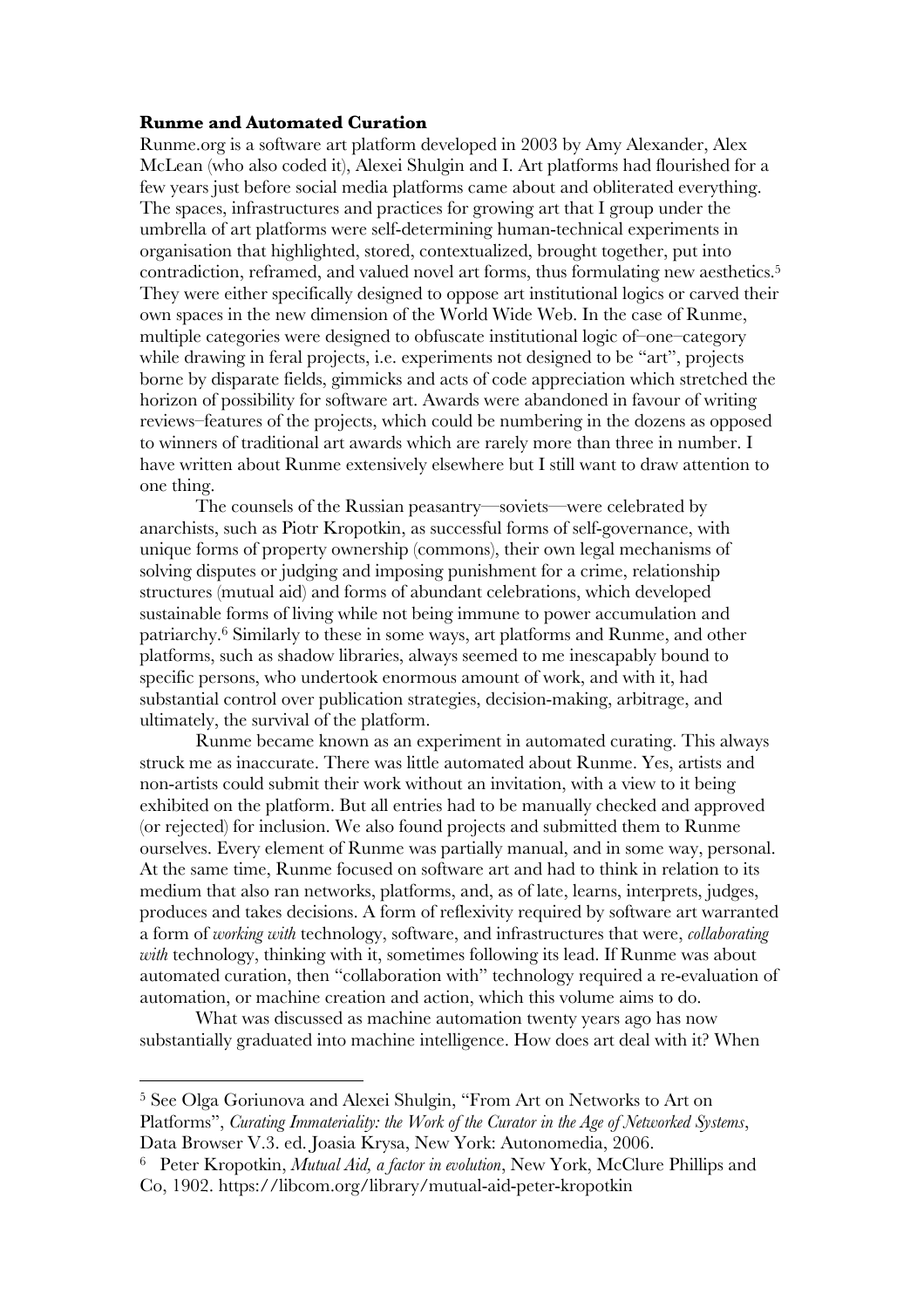**Runme and Automated Curation**

Runme.org is a software art platform developed in 2003 by Amy Alexander, Alex McLean (who also coded it), Alexei Shulgin and I. Art platforms had flourished for a few years just before social media platforms came about and obliterated everything. The spaces, infrastructures and practices for growing art that I group under the umbrella of art platforms were self-determining human-technical experiments in organisation that highlighted, stored, contextualized, brought together, put into contradiction, reframed, and valued novel art forms, thus formulating new aesthetics.[5] They were either specifically designed to oppose art institutional logics or carved their own spaces in the new dimension of the World Wide Web. In the case of Runme, multiple categories were designed to obfuscate institutional logic of–one–category while drawing in feral projects, i.e. experiments not designed to be "art", projects borne by disparate fields, gimmicks and acts of code appreciation which stretched the horizon of possibility for software art. Awards were abandoned in favour of writing reviews–features of the projects, which could be numbering in the dozens as opposed to winners of traditional art awards which are rarely more than three in number. I have written about Runme extensively elsewhere but I still want to draw attention to one thing.

The counsels of the Russian peasantry—soviets—were celebrated by anarchists, such as Piotr Kropotkin, as successful forms of self-governance, with unique forms of property ownership (commons), their own legal mechanisms of solving disputes or judging and imposing punishment for a crime, relationship structures (mutual aid) and forms of abundant celebrations, which developed sustainable forms of living while not being immune to power accumulation and patriarchy.[6] Similarly to these in some ways, art platforms and Runme, and other platforms, such as shadow libraries, always seemed to me inescapably bound to specific persons, who undertook enormous amount of work, and with it, had substantial control over publication strategies, decision-making, arbitrage, and ultimately, the survival of the platform.

Runme became known as an experiment in automated curating. This always struck me as inaccurate. There was little automated about Runme. Yes, artists and non-artists could submit their work without an invitation, with a view to it being exhibited on the platform. But all entries had to be manually checked and approved (or rejected) for inclusion. We also found projects and submitted them to Runme ourselves. Every element of Runme was partially manual, and in some way, personal. At the same time, Runme focused on software art and had to think in relation to its medium that also ran networks, platforms, and, as of late, learns, interprets, judges, produces and takes decisions. A form of reflexivity required by software art warranted a form of *working with* technology, software, and infrastructures that were, *collaborating with* technology, thinking with it, sometimes following its lead. If Runme was about automated curation, then "collaboration with" technology required a re-evaluation of automation, or machine creation and action, which this volume aims to do.

What was discussed as machine automation twenty years ago has now substantially graduated into machine intelligence. How does art deal with it? When

---

[5] See Olga Goriunova and Alexei Shulgin, "From Art on Networks to Art on Platforms", *Curating Immateriality: the Work of the Curator in the Age of Networked Systems*, Data Browser V.3. ed. Joasia Krysa, New York: Autonomedia, 2006.

[6] Peter Kropotkin, *Mutual Aid, a factor in evolution*, New York, McClure Phillips and Co, 1902. https://libcom.org/library/mutual-aid-peter-kropotkin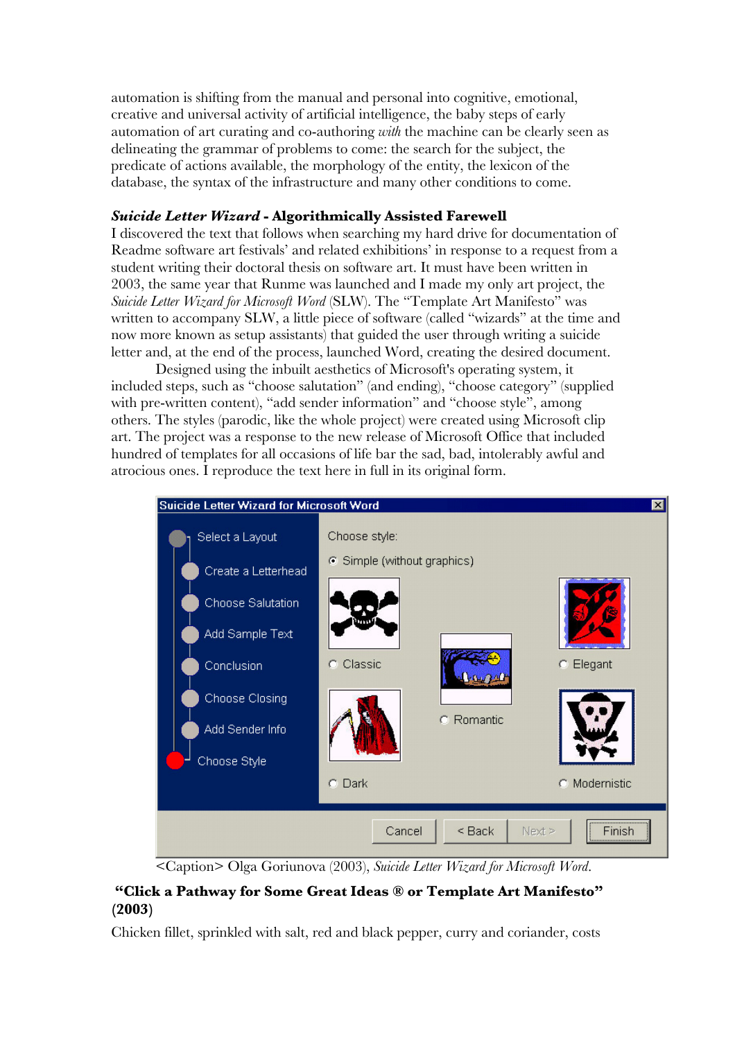automation is shifting from the manual and personal into cognitive, emotional, creative and universal activity of artificial intelligence, the baby steps of early automation of art curating and co-authoring *with* the machine can be clearly seen as delineating the grammar of problems to come: the search for the subject, the predicate of actions available, the morphology of the entity, the lexicon of the database, the syntax of the infrastructure and many other conditions to come.

### ***Suicide Letter Wizard* - Algorithmically Assisted Farewell**

I discovered the text that follows when searching my hard drive for documentation of Readme software art festivals' and related exhibitions' in response to a request from a student writing their doctoral thesis on software art. It must have been written in 2003, the same year that Runme was launched and I made my only art project, the *Suicide Letter Wizard for Microsoft Word* (SLW). The "Template Art Manifesto" was written to accompany SLW, a little piece of software (called "wizards" at the time and now more known as setup assistants) that guided the user through writing a suicide letter and, at the end of the process, launched Word, creating the desired document.

Designed using the inbuilt aesthetics of Microsoft's operating system, it included steps, such as "choose salutation" (and ending), "choose category" (supplied with pre-written content), "add sender information" and "choose style", among others. The styles (parodic, like the whole project) were created using Microsoft clip art. The project was a response to the new release of Microsoft Office that included hundred of templates for all occasions of life bar the sad, bad, intolerably awful and atrocious ones. I reproduce the text here in full in its original form.

<Caption> Olga Goriunova (2003), *Suicide Letter Wizard for Microsoft Word*.

### **"Click a Pathway for Some Great Ideas ® or Template Art Manifesto" (2003)**

Chicken fillet, sprinkled with salt, red and black pepper, curry and coriander, costs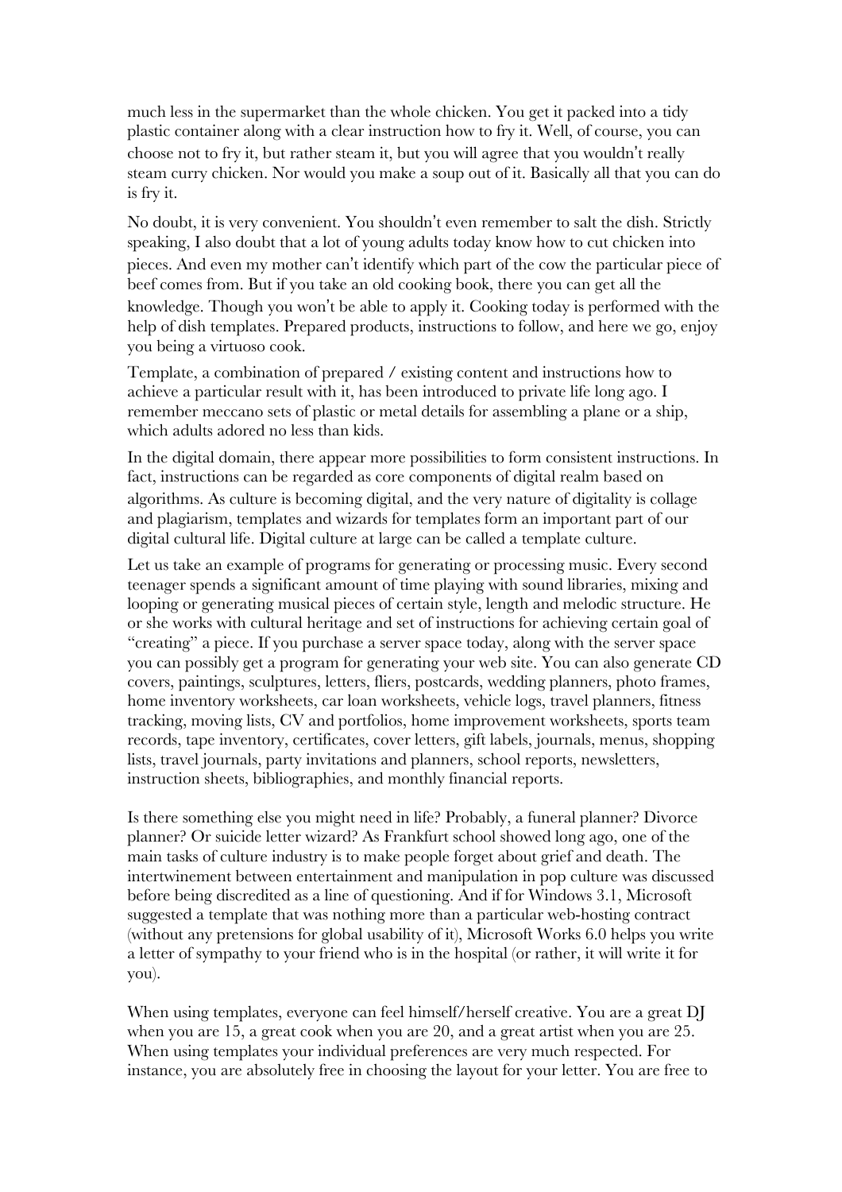much less in the supermarket than the whole chicken. You get it packed into a tidy plastic container along with a clear instruction how to fry it. Well, of course, you can choose not to fry it, but rather steam it, but you will agree that you wouldn't really steam curry chicken. Nor would you make a soup out of it. Basically all that you can do is fry it.

No doubt, it is very convenient. You shouldn't even remember to salt the dish. Strictly speaking, I also doubt that a lot of young adults today know how to cut chicken into pieces. And even my mother can't identify which part of the cow the particular piece of beef comes from. But if you take an old cooking book, there you can get all the knowledge. Though you won't be able to apply it. Cooking today is performed with the help of dish templates. Prepared products, instructions to follow, and here we go, enjoy you being a virtuoso cook.

Template, a combination of prepared / existing content and instructions how to achieve a particular result with it, has been introduced to private life long ago. I remember meccano sets of plastic or metal details for assembling a plane or a ship, which adults adored no less than kids.

In the digital domain, there appear more possibilities to form consistent instructions. In fact, instructions can be regarded as core components of digital realm based on algorithms. As culture is becoming digital, and the very nature of digitality is collage and plagiarism, templates and wizards for templates form an important part of our digital cultural life. Digital culture at large can be called a template culture.

Let us take an example of programs for generating or processing music. Every second teenager spends a significant amount of time playing with sound libraries, mixing and looping or generating musical pieces of certain style, length and melodic structure. He or she works with cultural heritage and set of instructions for achieving certain goal of "creating" a piece. If you purchase a server space today, along with the server space you can possibly get a program for generating your web site. You can also generate CD covers, paintings, sculptures, letters, fliers, postcards, wedding planners, photo frames, home inventory worksheets, car loan worksheets, vehicle logs, travel planners, fitness tracking, moving lists, CV and portfolios, home improvement worksheets, sports team records, tape inventory, certificates, cover letters, gift labels, journals, menus, shopping lists, travel journals, party invitations and planners, school reports, newsletters, instruction sheets, bibliographies, and monthly financial reports.

Is there something else you might need in life? Probably, a funeral planner? Divorce planner? Or suicide letter wizard? As Frankfurt school showed long ago, one of the main tasks of culture industry is to make people forget about grief and death. The intertwinement between entertainment and manipulation in pop culture was discussed before being discredited as a line of questioning. And if for Windows 3.1, Microsoft suggested a template that was nothing more than a particular web-hosting contract (without any pretensions for global usability of it), Microsoft Works 6.0 helps you write a letter of sympathy to your friend who is in the hospital (or rather, it will write it for you).

When using templates, everyone can feel himself/herself creative. You are a great DJ when you are 15, a great cook when you are 20, and a great artist when you are 25. When using templates your individual preferences are very much respected. For instance, you are absolutely free in choosing the layout for your letter. You are free to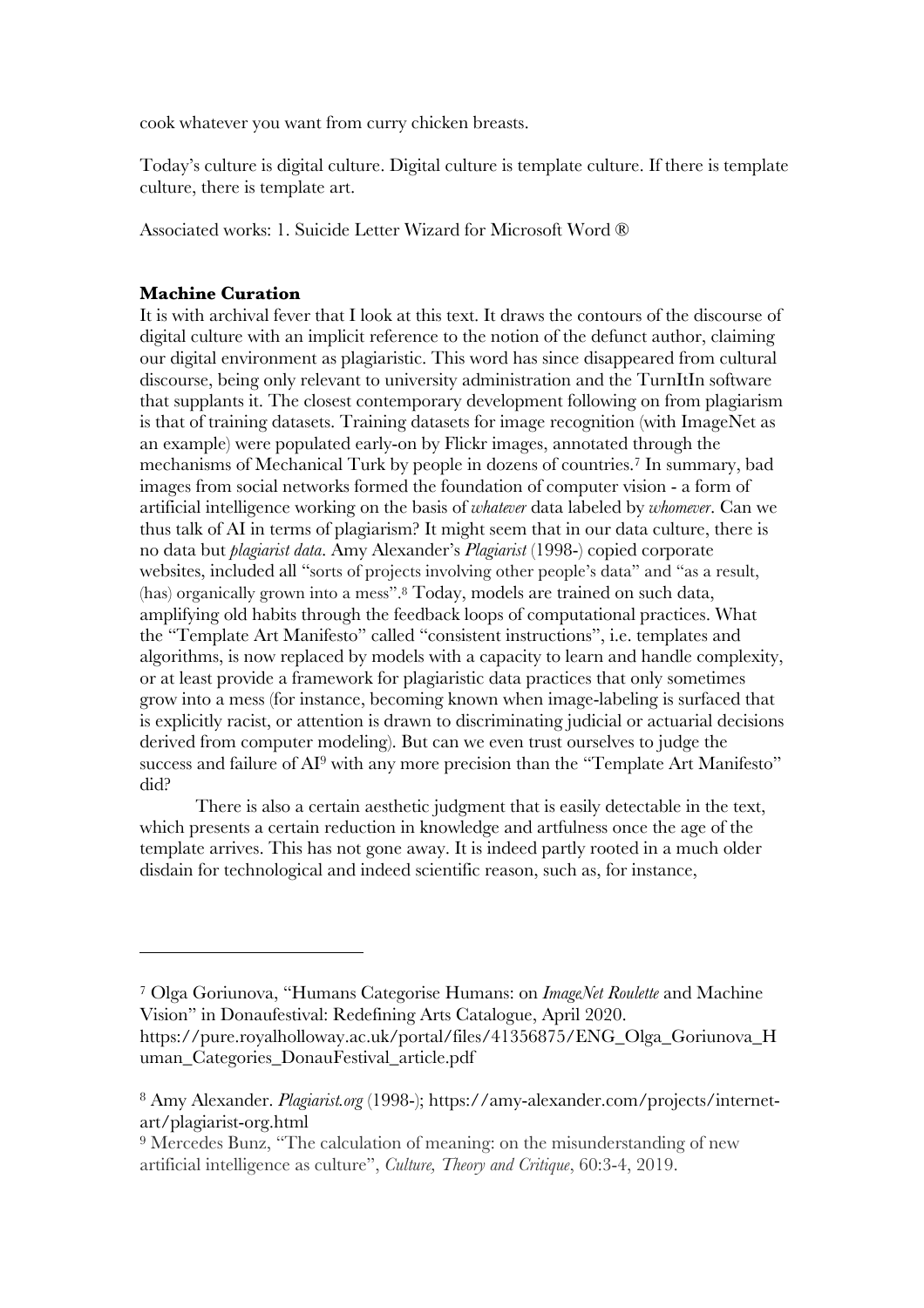cook whatever you want from curry chicken breasts.

Today's culture is digital culture. Digital culture is template culture. If there is template culture, there is template art.

Associated works: 1. Suicide Letter Wizard for Microsoft Word ®

**Machine Curation**

It is with archival fever that I look at this text. It draws the contours of the discourse of digital culture with an implicit reference to the notion of the defunct author, claiming our digital environment as plagiaristic. This word has since disappeared from cultural discourse, being only relevant to university administration and the TurnItIn software that supplants it. The closest contemporary development following on from plagiarism is that of training datasets. Training datasets for image recognition (with ImageNet as an example) were populated early-on by Flickr images, annotated through the mechanisms of Mechanical Turk by people in dozens of countries.[7] In summary, bad images from social networks formed the foundation of computer vision - a form of artificial intelligence working on the basis of *whatever* data labeled by *whomever*. Can we thus talk of AI in terms of plagiarism? It might seem that in our data culture, there is no data but *plagiarist data*. Amy Alexander's *Plagiarist* (1998-) copied corporate websites, included all "sorts of projects involving other people's data" and "as a result, (has) organically grown into a mess".[8] Today, models are trained on such data, amplifying old habits through the feedback loops of computational practices. What the "Template Art Manifesto" called "consistent instructions", i.e. templates and algorithms, is now replaced by models with a capacity to learn and handle complexity, or at least provide a framework for plagiaristic data practices that only sometimes grow into a mess (for instance, becoming known when image-labeling is surfaced that is explicitly racist, or attention is drawn to discriminating judicial or actuarial decisions derived from computer modeling). But can we even trust ourselves to judge the success and failure of AI[9] with any more precision than the "Template Art Manifesto" did?

There is also a certain aesthetic judgment that is easily detectable in the text, which presents a certain reduction in knowledge and artfulness once the age of the template arrives. This has not gone away. It is indeed partly rooted in a much older disdain for technological and indeed scientific reason, such as, for instance,

---

[7] Olga Goriunova, "Humans Categorise Humans: on *ImageNet Roulette* and Machine Vision" in Donaufestival: Redefining Arts Catalogue, April 2020. https://pure.royalholloway.ac.uk/portal/files/41356875/ENG_Olga_Goriunova_Human_Categories_DonauFestival_article.pdf

[8] Amy Alexander. *Plagiarist.org* (1998-); https://amy-alexander.com/projects/internet-art/plagiarist-org.html

[9] Mercedes Bunz, "The calculation of meaning: on the misunderstanding of new artificial intelligence as culture", *Culture, Theory and Critique*, 60:3-4, 2019.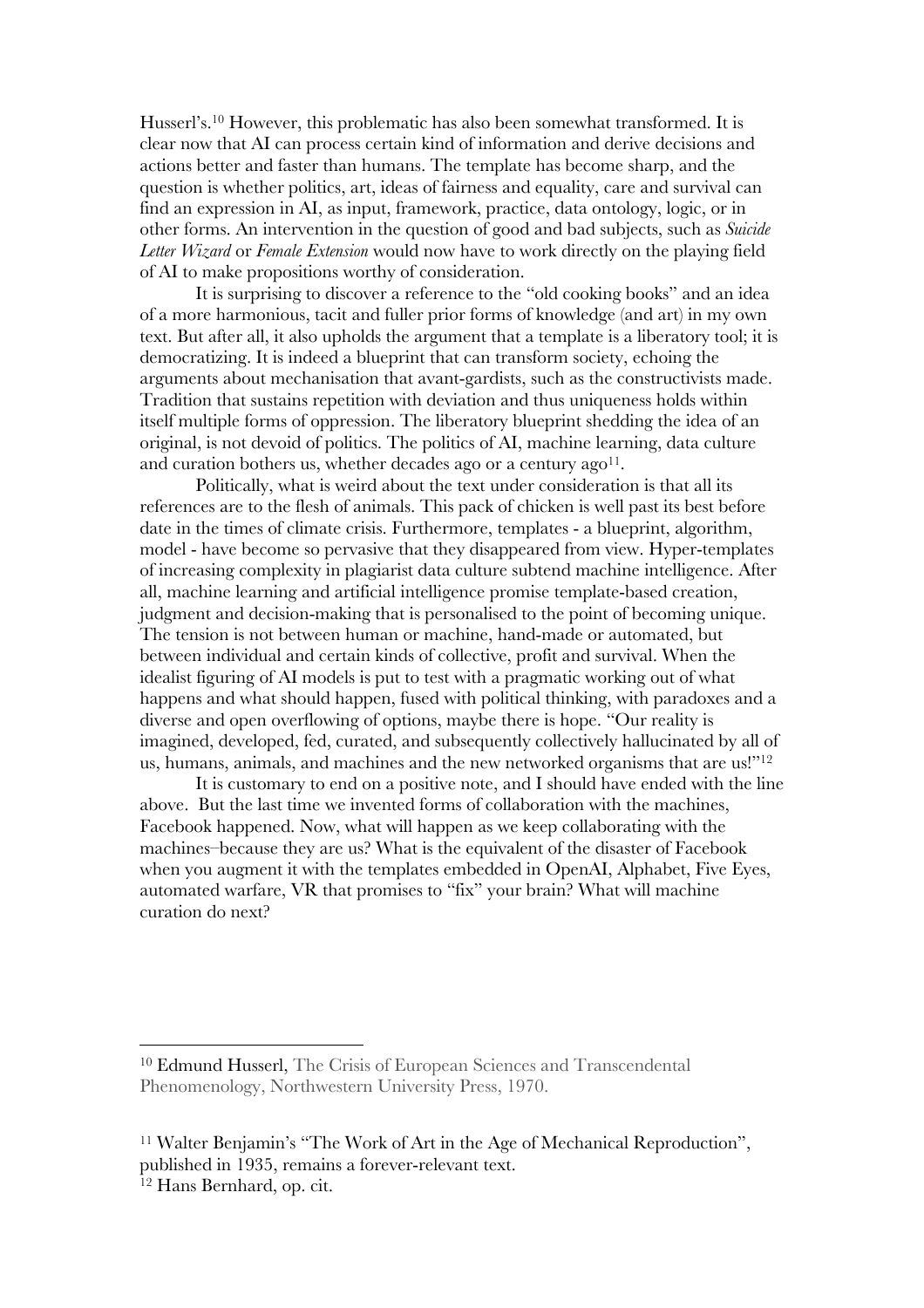Husserl's.[10] However, this problematic has also been somewhat transformed. It is clear now that AI can process certain kind of information and derive decisions and actions better and faster than humans. The template has become sharp, and the question is whether politics, art, ideas of fairness and equality, care and survival can find an expression in AI, as input, framework, practice, data ontology, logic, or in other forms. An intervention in the question of good and bad subjects, such as *Suicide Letter Wizard* or *Female Extension* would now have to work directly on the playing field of AI to make propositions worthy of consideration.

It is surprising to discover a reference to the "old cooking books" and an idea of a more harmonious, tacit and fuller prior forms of knowledge (and art) in my own text. But after all, it also upholds the argument that a template is a liberatory tool; it is democratizing. It is indeed a blueprint that can transform society, echoing the arguments about mechanisation that avant-gardists, such as the constructivists made. Tradition that sustains repetition with deviation and thus uniqueness holds within itself multiple forms of oppression. The liberatory blueprint shedding the idea of an original, is not devoid of politics. The politics of AI, machine learning, data culture and curation bothers us, whether decades ago or a century ago[11].

Politically, what is weird about the text under consideration is that all its references are to the flesh of animals. This pack of chicken is well past its best before date in the times of climate crisis. Furthermore, templates - a blueprint, algorithm, model - have become so pervasive that they disappeared from view. Hyper-templates of increasing complexity in plagiarist data culture subtend machine intelligence. After all, machine learning and artificial intelligence promise template-based creation, judgment and decision-making that is personalised to the point of becoming unique. The tension is not between human or machine, hand-made or automated, but between individual and certain kinds of collective, profit and survival. When the idealist figuring of AI models is put to test with a pragmatic working out of what happens and what should happen, fused with political thinking, with paradoxes and a diverse and open overflowing of options, maybe there is hope. "Our reality is imagined, developed, fed, curated, and subsequently collectively hallucinated by all of us, humans, animals, and machines and the new networked organisms that are us!"[12]

It is customary to end on a positive note, and I should have ended with the line above. But the last time we invented forms of collaboration with the machines, Facebook happened. Now, what will happen as we keep collaborating with the machines–because they are us? What is the equivalent of the disaster of Facebook when you augment it with the templates embedded in OpenAI, Alphabet, Five Eyes, automated warfare, VR that promises to "fix" your brain? What will machine curation do next?

---

[10] Edmund Husserl, The Crisis of European Sciences and Transcendental Phenomenology, Northwestern University Press, 1970.

[11] Walter Benjamin's "The Work of Art in the Age of Mechanical Reproduction", published in 1935, remains a forever-relevant text.

[12] Hans Bernhard, op. cit.